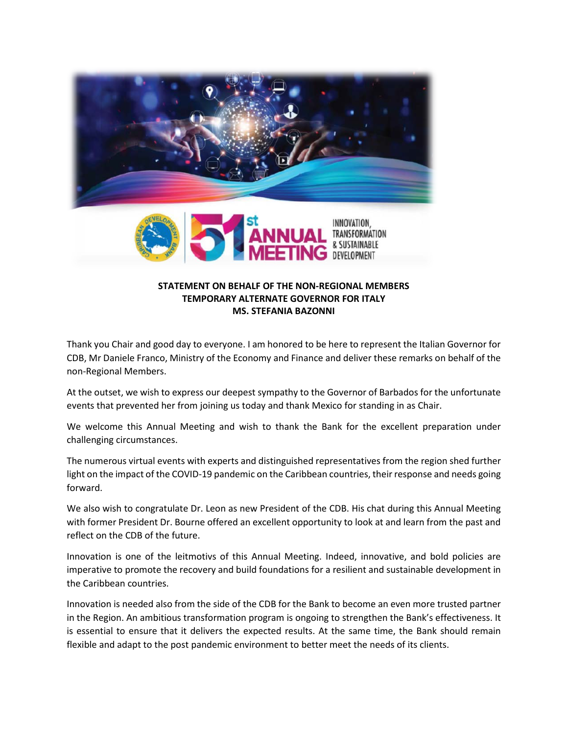**STATEMENT ON BEHALF OF THE NON-REGIONAL MEMBERS**
**TEMPORARY ALTERNATE GOVERNOR FOR ITALY**
**MS. STEFANIA BAZONNI**

Thank you Chair and good day to everyone. I am honored to be here to represent the Italian Governor for CDB, Mr Daniele Franco, Ministry of the Economy and Finance and deliver these remarks on behalf of the non-Regional Members.

At the outset, we wish to express our deepest sympathy to the Governor of Barbados for the unfortunate events that prevented her from joining us today and thank Mexico for standing in as Chair.

We welcome this Annual Meeting and wish to thank the Bank for the excellent preparation under challenging circumstances.

The numerous virtual events with experts and distinguished representatives from the region shed further light on the impact of the COVID-19 pandemic on the Caribbean countries, their response and needs going forward.

We also wish to congratulate Dr. Leon as new President of the CDB. His chat during this Annual Meeting with former President Dr. Bourne offered an excellent opportunity to look at and learn from the past and reflect on the CDB of the future.

Innovation is one of the leitmotivs of this Annual Meeting. Indeed, innovative, and bold policies are imperative to promote the recovery and build foundations for a resilient and sustainable development in the Caribbean countries.

Innovation is needed also from the side of the CDB for the Bank to become an even more trusted partner in the Region. An ambitious transformation program is ongoing to strengthen the Bank's effectiveness. It is essential to ensure that it delivers the expected results. At the same time, the Bank should remain flexible and adapt to the post pandemic environment to better meet the needs of its clients.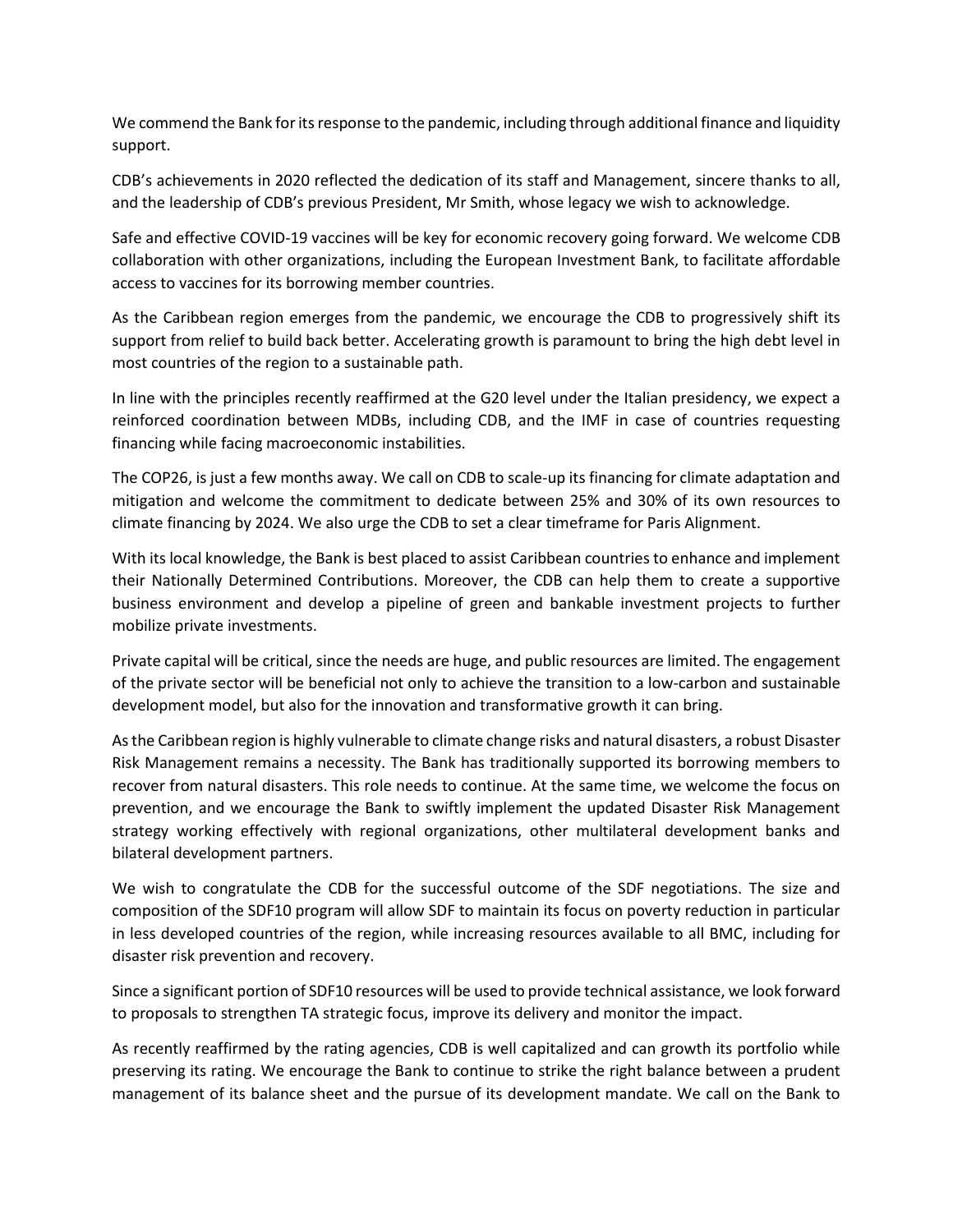We commend the Bank for its response to the pandemic, including through additional finance and liquidity support.

CDB's achievements in 2020 reflected the dedication of its staff and Management, sincere thanks to all, and the leadership of CDB's previous President, Mr Smith, whose legacy we wish to acknowledge.

Safe and effective COVID-19 vaccines will be key for economic recovery going forward. We welcome CDB collaboration with other organizations, including the European Investment Bank, to facilitate affordable access to vaccines for its borrowing member countries.

As the Caribbean region emerges from the pandemic, we encourage the CDB to progressively shift its support from relief to build back better. Accelerating growth is paramount to bring the high debt level in most countries of the region to a sustainable path.

In line with the principles recently reaffirmed at the G20 level under the Italian presidency, we expect a reinforced coordination between MDBs, including CDB, and the IMF in case of countries requesting financing while facing macroeconomic instabilities.

The COP26, is just a few months away. We call on CDB to scale-up its financing for climate adaptation and mitigation and welcome the commitment to dedicate between 25% and 30% of its own resources to climate financing by 2024. We also urge the CDB to set a clear timeframe for Paris Alignment.

With its local knowledge, the Bank is best placed to assist Caribbean countries to enhance and implement their Nationally Determined Contributions. Moreover, the CDB can help them to create a supportive business environment and develop a pipeline of green and bankable investment projects to further mobilize private investments.

Private capital will be critical, since the needs are huge, and public resources are limited. The engagement of the private sector will be beneficial not only to achieve the transition to a low-carbon and sustainable development model, but also for the innovation and transformative growth it can bring.

As the Caribbean region is highly vulnerable to climate change risks and natural disasters, a robust Disaster Risk Management remains a necessity. The Bank has traditionally supported its borrowing members to recover from natural disasters. This role needs to continue. At the same time, we welcome the focus on prevention, and we encourage the Bank to swiftly implement the updated Disaster Risk Management strategy working effectively with regional organizations, other multilateral development banks and bilateral development partners.

We wish to congratulate the CDB for the successful outcome of the SDF negotiations. The size and composition of the SDF10 program will allow SDF to maintain its focus on poverty reduction in particular in less developed countries of the region, while increasing resources available to all BMC, including for disaster risk prevention and recovery.

Since a significant portion of SDF10 resources will be used to provide technical assistance, we look forward to proposals to strengthen TA strategic focus, improve its delivery and monitor the impact.

As recently reaffirmed by the rating agencies, CDB is well capitalized and can growth its portfolio while preserving its rating. We encourage the Bank to continue to strike the right balance between a prudent management of its balance sheet and the pursue of its development mandate. We call on the Bank to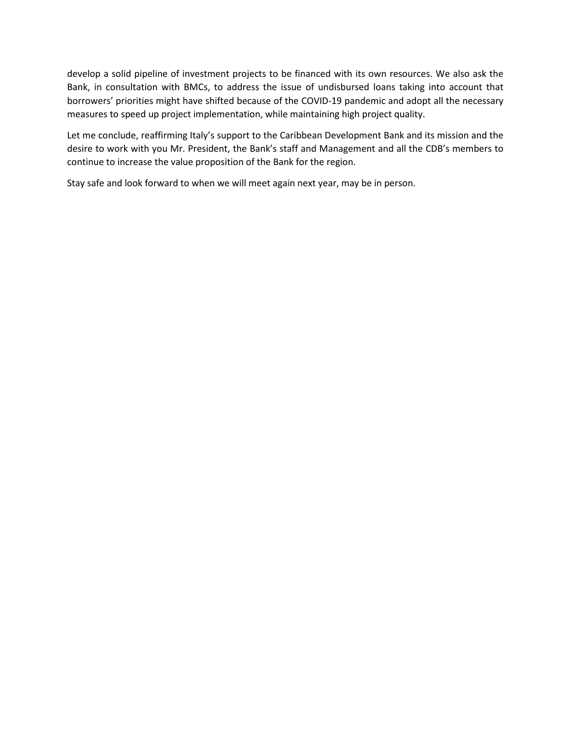develop a solid pipeline of investment projects to be financed with its own resources. We also ask the Bank, in consultation with BMCs, to address the issue of undisbursed loans taking into account that borrowers' priorities might have shifted because of the COVID-19 pandemic and adopt all the necessary measures to speed up project implementation, while maintaining high project quality.

Let me conclude, reaffirming Italy's support to the Caribbean Development Bank and its mission and the desire to work with you Mr. President, the Bank's staff and Management and all the CDB's members to continue to increase the value proposition of the Bank for the region.

Stay safe and look forward to when we will meet again next year, may be in person.